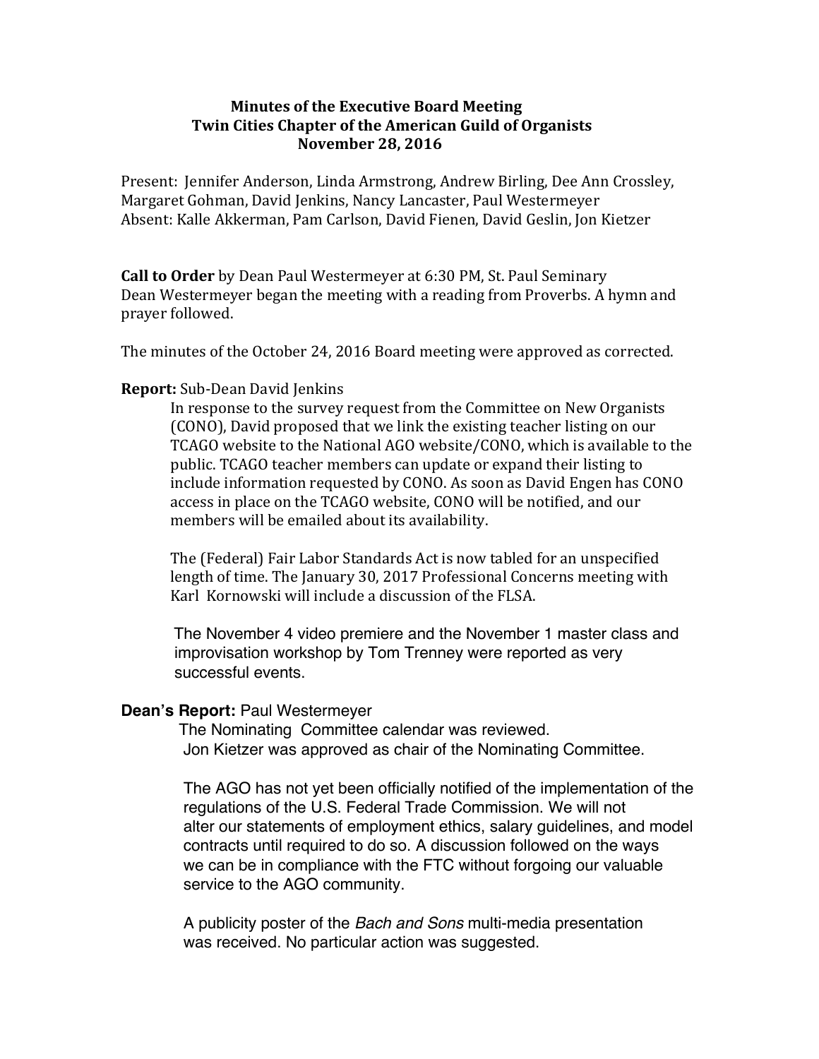**Minutes of the Executive Board Meeting**
**Twin Cities Chapter of the American Guild of Organists**
**November 28, 2016**

Present: Jennifer Anderson, Linda Armstrong, Andrew Birling, Dee Ann Crossley, Margaret Gohman, David Jenkins, Nancy Lancaster, Paul Westermeyer
Absent: Kalle Akkerman, Pam Carlson, David Fienen, David Geslin, Jon Kietzer

**Call to Order** by Dean Paul Westermeyer at 6:30 PM, St. Paul Seminary
Dean Westermeyer began the meeting with a reading from Proverbs. A hymn and prayer followed.

The minutes of the October 24, 2016 Board meeting were approved as corrected.

**Report:** Sub-Dean David Jenkins

In response to the survey request from the Committee on New Organists (CONO), David proposed that we link the existing teacher listing on our TCAGO website to the National AGO website/CONO, which is available to the public. TCAGO teacher members can update or expand their listing to include information requested by CONO. As soon as David Engen has CONO access in place on the TCAGO website, CONO will be notified, and our members will be emailed about its availability.

The (Federal) Fair Labor Standards Act is now tabled for an unspecified length of time. The January 30, 2017 Professional Concerns meeting with Karl Kornowski will include a discussion of the FLSA.

The November 4 video premiere and the November 1 master class and improvisation workshop by Tom Trenney were reported as very successful events.

**Dean's Report:** Paul Westermeyer

The Nominating Committee calendar was reviewed.
Jon Kietzer was approved as chair of the Nominating Committee.

The AGO has not yet been officially notified of the implementation of the regulations of the U.S. Federal Trade Commission. We will not alter our statements of employment ethics, salary guidelines, and model contracts until required to do so. A discussion followed on the ways we can be in compliance with the FTC without forgoing our valuable service to the AGO community.

A publicity poster of the *Bach and Sons* multi-media presentation was received. No particular action was suggested.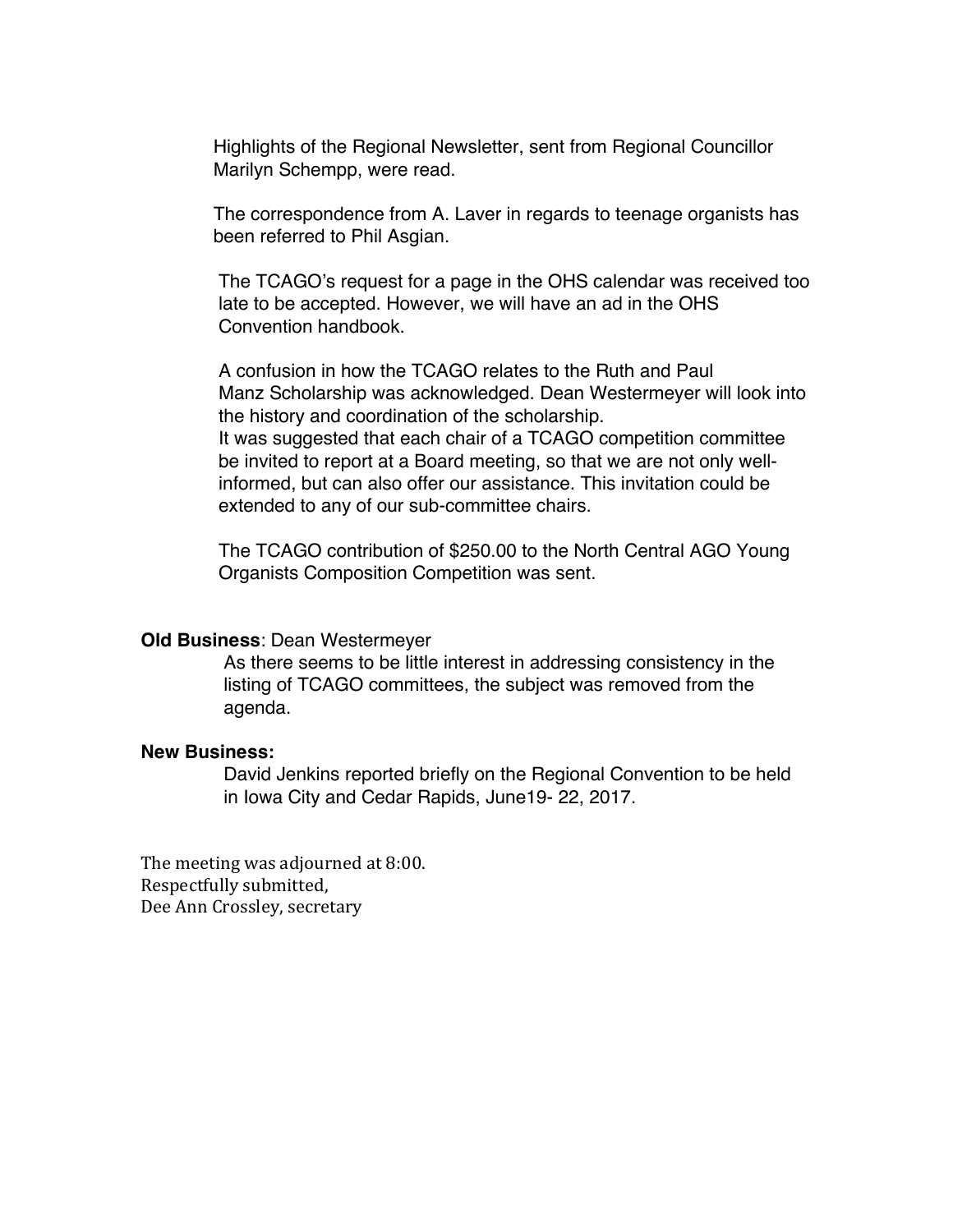Highlights of the Regional Newsletter, sent from Regional Councillor Marilyn Schempp, were read.

The correspondence from A. Laver in regards to teenage organists has been referred to Phil Asgian.

The TCAGO's request for a page in the OHS calendar was received too late to be accepted. However, we will have an ad in the OHS Convention handbook.

A confusion in how the TCAGO relates to the Ruth and Paul Manz Scholarship was acknowledged. Dean Westermeyer will look into the history and coordination of the scholarship.
It was suggested that each chair of a TCAGO competition committee be invited to report at a Board meeting, so that we are not only well-informed, but can also offer our assistance. This invitation could be extended to any of our sub-committee chairs.

The TCAGO contribution of $250.00 to the North Central AGO Young Organists Composition Competition was sent.

**Old Business**: Dean Westermeyer

As there seems to be little interest in addressing consistency in the listing of TCAGO committees, the subject was removed from the agenda.

**New Business:**

David Jenkins reported briefly on the Regional Convention to be held in Iowa City and Cedar Rapids, June19- 22, 2017.

The meeting was adjourned at 8:00.
Respectfully submitted,
Dee Ann Crossley, secretary